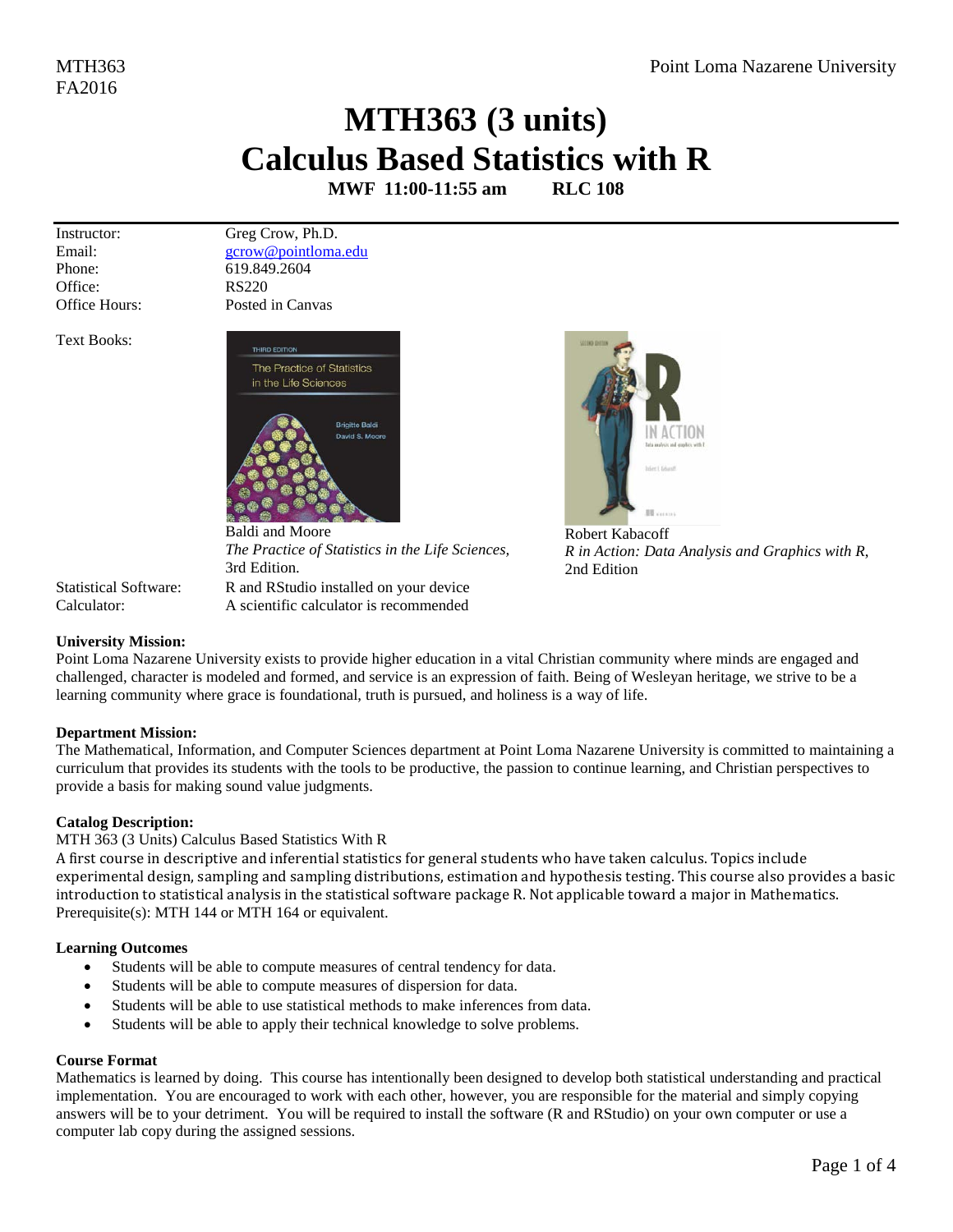# MTH363 (3 units)
# Calculus Based Statistics with R

**MWF 11:00-11:55 am RLC 108**

| | |
|---|---|
| Instructor: | Greg Crow, Ph.D. |
| Email: | gcrow@pointloma.edu |
| Phone: | 619.849.2604 |
| Office: | RS220 |
| Office Hours: | Posted in Canvas |

Text Books:

Baldi and Moore
*The Practice of Statistics in the Life Sciences,* 3rd Edition.

Robert Kabacoff
*R in Action: Data Analysis and Graphics with R,* 2nd Edition

| | |
|---|---|
| Statistical Software: | R and RStudio installed on your device |
| Calculator: | A scientific calculator is recommended |

**University Mission:**
Point Loma Nazarene University exists to provide higher education in a vital Christian community where minds are engaged and challenged, character is modeled and formed, and service is an expression of faith. Being of Wesleyan heritage, we strive to be a learning community where grace is foundational, truth is pursued, and holiness is a way of life.

**Department Mission:**
The Mathematical, Information, and Computer Sciences department at Point Loma Nazarene University is committed to maintaining a curriculum that provides its students with the tools to be productive, the passion to continue learning, and Christian perspectives to provide a basis for making sound value judgments.

**Catalog Description:**
MTH 363 (3 Units) Calculus Based Statistics With R
A first course in descriptive and inferential statistics for general students who have taken calculus. Topics include experimental design, sampling and sampling distributions, estimation and hypothesis testing. This course also provides a basic introduction to statistical analysis in the statistical software package R. Not applicable toward a major in Mathematics.
Prerequisite(s): MTH 144 or MTH 164 or equivalent.

**Learning Outcomes**

- Students will be able to compute measures of central tendency for data.
- Students will be able to compute measures of dispersion for data.
- Students will be able to use statistical methods to make inferences from data.
- Students will be able to apply their technical knowledge to solve problems.

**Course Format**
Mathematics is learned by doing. This course has intentionally been designed to develop both statistical understanding and practical implementation. You are encouraged to work with each other, however, you are responsible for the material and simply copying answers will be to your detriment. You will be required to install the software (R and RStudio) on your own computer or use a computer lab copy during the assigned sessions.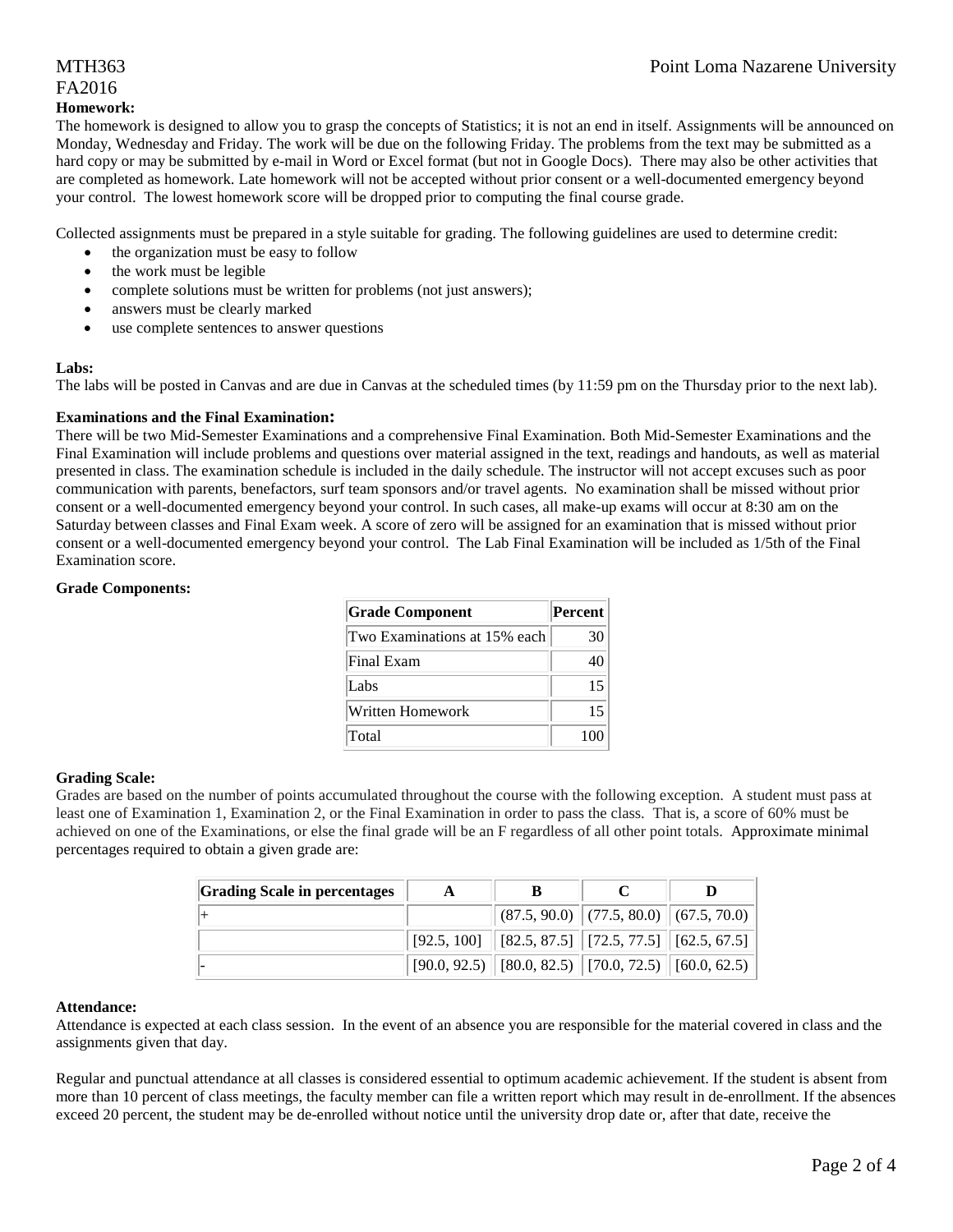**Homework:**

The homework is designed to allow you to grasp the concepts of Statistics; it is not an end in itself. Assignments will be announced on Monday, Wednesday and Friday. The work will be due on the following Friday. The problems from the text may be submitted as a hard copy or may be submitted by e-mail in Word or Excel format (but not in Google Docs). There may also be other activities that are completed as homework. Late homework will not be accepted without prior consent or a well-documented emergency beyond your control. The lowest homework score will be dropped prior to computing the final course grade.

Collected assignments must be prepared in a style suitable for grading. The following guidelines are used to determine credit:

- the organization must be easy to follow
- the work must be legible
- complete solutions must be written for problems (not just answers);
- answers must be clearly marked
- use complete sentences to answer questions

**Labs:**

The labs will be posted in Canvas and are due in Canvas at the scheduled times (by 11:59 pm on the Thursday prior to the next lab).

**Examinations and the Final Examination:**

There will be two Mid-Semester Examinations and a comprehensive Final Examination. Both Mid-Semester Examinations and the Final Examination will include problems and questions over material assigned in the text, readings and handouts, as well as material presented in class. The examination schedule is included in the daily schedule. The instructor will not accept excuses such as poor communication with parents, benefactors, surf team sponsors and/or travel agents. No examination shall be missed without prior consent or a well-documented emergency beyond your control. In such cases, all make-up exams will occur at 8:30 am on the Saturday between classes and Final Exam week. A score of zero will be assigned for an examination that is missed without prior consent or a well-documented emergency beyond your control. The Lab Final Examination will be included as 1/5th of the Final Examination score.

**Grade Components:**

| Grade Component | Percent |
|---|---|
| Two Examinations at 15% each | 30 |
| Final Exam | 40 |
| Labs | 15 |
| Written Homework | 15 |
| Total | 100 |

**Grading Scale:**

Grades are based on the number of points accumulated throughout the course with the following exception. A student must pass at least one of Examination 1, Examination 2, or the Final Examination in order to pass the class. That is, a score of 60% must be achieved on one of the Examinations, or else the final grade will be an F regardless of all other point totals. Approximate minimal percentages required to obtain a given grade are:

| Grading Scale in percentages | A | B | C | D |
|---|---|---|---|---|
| + | | (87.5, 90.0) | (77.5, 80.0) | (67.5, 70.0) |
| | [92.5, 100] | [82.5, 87.5] | [72.5, 77.5] | [62.5, 67.5] |
| - | [90.0, 92.5) | [80.0, 82.5) | [70.0, 72.5) | [60.0, 62.5) |

**Attendance:**

Attendance is expected at each class session. In the event of an absence you are responsible for the material covered in class and the assignments given that day.

Regular and punctual attendance at all classes is considered essential to optimum academic achievement. If the student is absent from more than 10 percent of class meetings, the faculty member can file a written report which may result in de-enrollment. If the absences exceed 20 percent, the student may be de-enrolled without notice until the university drop date or, after that date, receive the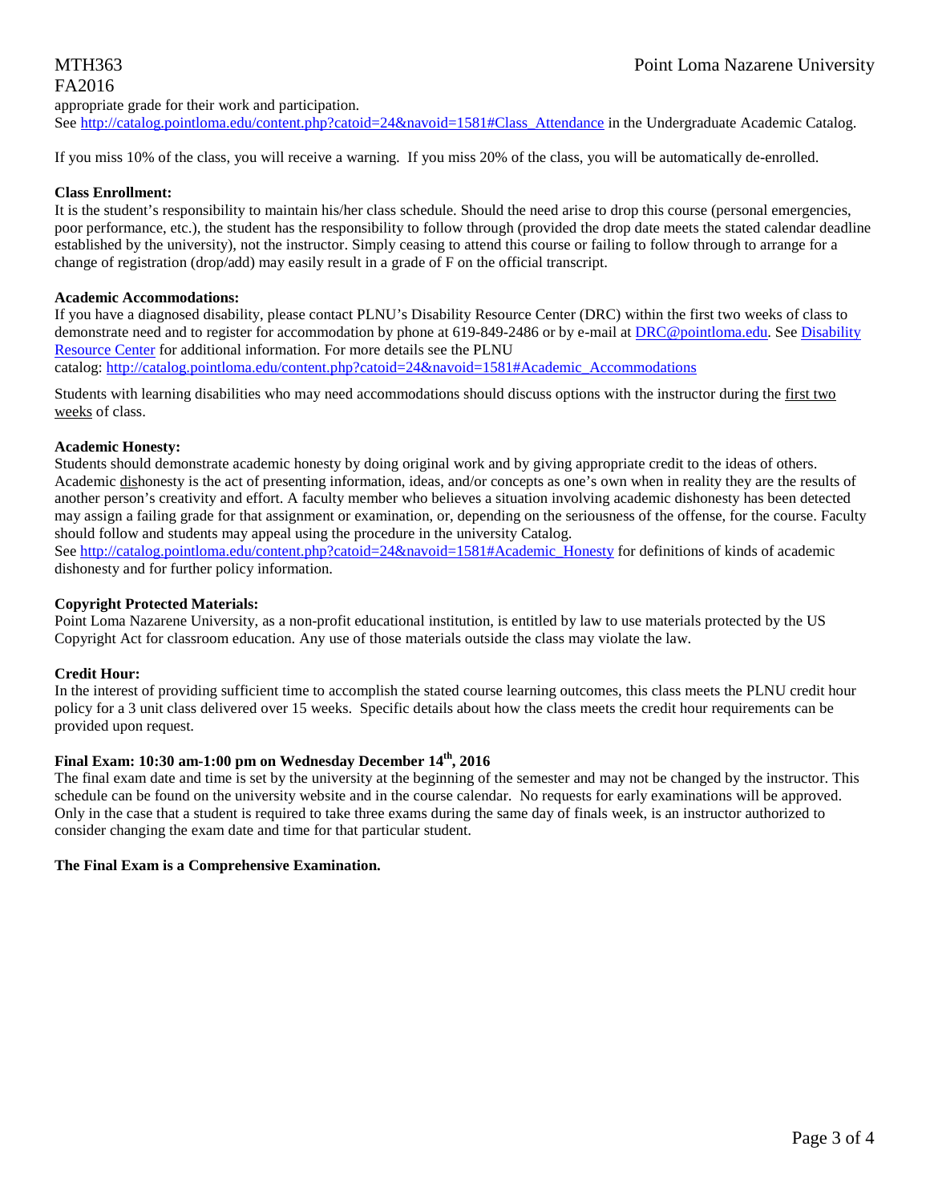appropriate grade for their work and participation.
See http://catalog.pointloma.edu/content.php?catoid=24&navoid=1581#Class_Attendance in the Undergraduate Academic Catalog.

If you miss 10% of the class, you will receive a warning. If you miss 20% of the class, you will be automatically de-enrolled.

**Class Enrollment:**
It is the student's responsibility to maintain his/her class schedule. Should the need arise to drop this course (personal emergencies, poor performance, etc.), the student has the responsibility to follow through (provided the drop date meets the stated calendar deadline established by the university), not the instructor. Simply ceasing to attend this course or failing to follow through to arrange for a change of registration (drop/add) may easily result in a grade of F on the official transcript.

**Academic Accommodations:**
If you have a diagnosed disability, please contact PLNU's Disability Resource Center (DRC) within the first two weeks of class to demonstrate need and to register for accommodation by phone at 619-849-2486 or by e-mail at DRC@pointloma.edu. See Disability Resource Center for additional information. For more details see the PLNU catalog: http://catalog.pointloma.edu/content.php?catoid=24&navoid=1581#Academic_Accommodations

Students with learning disabilities who may need accommodations should discuss options with the instructor during the first two weeks of class.

**Academic Honesty:**
Students should demonstrate academic honesty by doing original work and by giving appropriate credit to the ideas of others. Academic dishonesty is the act of presenting information, ideas, and/or concepts as one's own when in reality they are the results of another person's creativity and effort. A faculty member who believes a situation involving academic dishonesty has been detected may assign a failing grade for that assignment or examination, or, depending on the seriousness of the offense, for the course. Faculty should follow and students may appeal using the procedure in the university Catalog.
See http://catalog.pointloma.edu/content.php?catoid=24&navoid=1581#Academic_Honesty for definitions of kinds of academic dishonesty and for further policy information.

**Copyright Protected Materials:**
Point Loma Nazarene University, as a non-profit educational institution, is entitled by law to use materials protected by the US Copyright Act for classroom education. Any use of those materials outside the class may violate the law.

**Credit Hour:**
In the interest of providing sufficient time to accomplish the stated course learning outcomes, this class meets the PLNU credit hour policy for a 3 unit class delivered over 15 weeks. Specific details about how the class meets the credit hour requirements can be provided upon request.

**Final Exam: 10:30 am-1:00 pm on Wednesday December 14th, 2016**
The final exam date and time is set by the university at the beginning of the semester and may not be changed by the instructor. This schedule can be found on the university website and in the course calendar. No requests for early examinations will be approved. Only in the case that a student is required to take three exams during the same day of finals week, is an instructor authorized to consider changing the exam date and time for that particular student.

**The Final Exam is a Comprehensive Examination.**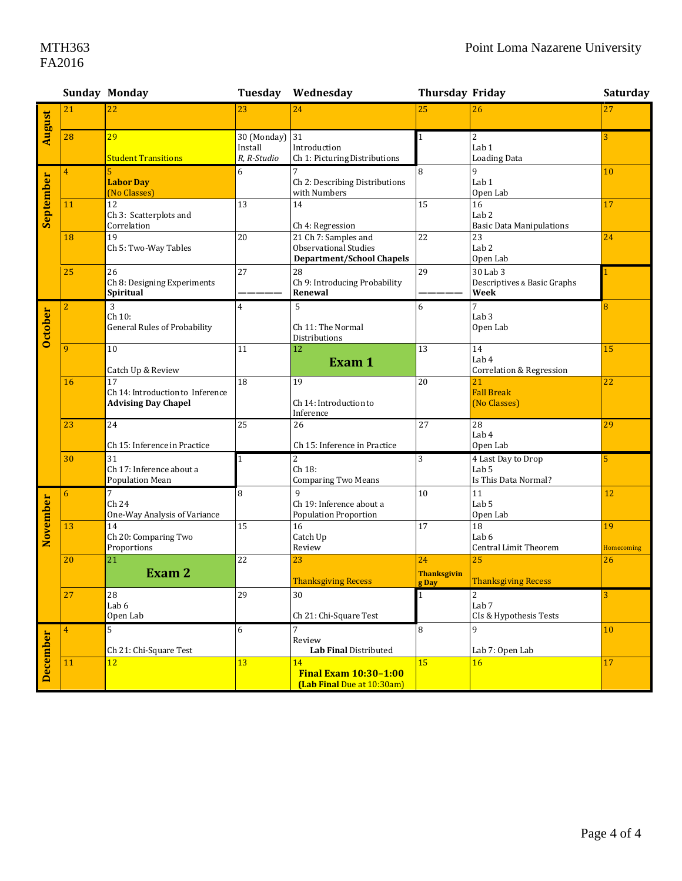MTH363
FA2016

Point Loma Nazarene University

| | Sunday | Monday | Tuesday | Wednesday | Thursday | Friday | Saturday |
|---|---|---|---|---|---|---|---|
| August | 21 | 22 | 23 | 24 | 25 | 26 | 27 |
| | 28 | 29<br>Student Transitions | 30 (Monday)<br>Install<br>*R, R-Studio* | 31<br>Introduction<br>Ch 1: Picturing Distributions | 1 | 2<br>Lab 1<br>Loading Data | 3 |
| September | 4 | 5<br>**Labor Day**<br>(No Classes) | 6 | 7<br>Ch 2: Describing Distributions with Numbers | 8 | 9<br>Lab 1<br>Open Lab | 10 |
| | 11 | 12<br>Ch 3: Scatterplots and Correlation | 13 | 14<br>Ch 4: Regression | 15 | 16<br>Lab 2<br>Basic Data Manipulations | 17 |
| | 18 | 19<br>Ch 5: Two-Way Tables | 20 | 21 Ch 7: Samples and Observational Studies<br>**Department/School Chapels** | 22 | 23<br>Lab 2<br>Open Lab | 24 |
| | 25 | 26<br>Ch 8: Designing Experiments<br>**Spiritual** | 27<br>———— | 28<br>Ch 9: Introducing Probability<br>**Renewal** | 29<br>———— | 30 Lab 3<br>Descriptives & Basic Graphs<br>**Week** | 1 |
| October | 2 | 3<br>Ch 10:<br>General Rules of Probability | 4 | 5<br>Ch 11: The Normal Distributions | 6 | 7<br>Lab 3<br>Open Lab | 8 |
| | 9 | 10<br>Catch Up & Review | 11 | 12<br>**Exam 1** | 13 | 14<br>Lab 4<br>Correlation & Regression | 15 |
| | 16 | 17<br>Ch 14: Introduction to Inference<br>**Advising Day Chapel** | 18 | 19<br>Ch 14: Introduction to Inference | 20 | 21<br>Fall Break<br>(No Classes) | 22 |
| | 23 | 24<br>Ch 15: Inference in Practice | 25 | 26<br>Ch 15: Inference in Practice | 27 | 28<br>Lab 4<br>Open Lab | 29 |
| | 30 | 31<br>Ch 17: Inference about a Population Mean | 1 | 2<br>Ch 18:<br>Comparing Two Means | 3 | 4 Last Day to Drop<br>Lab 5<br>Is This Data Normal? | 5 |
| November | 6 | 7<br>Ch 24<br>One-Way Analysis of Variance | 8 | 9<br>Ch 19: Inference about a Population Proportion | 10 | 11<br>Lab 5<br>Open Lab | 12 |
| | 13 | 14<br>Ch 20: Comparing Two Proportions | 15 | 16<br>Catch Up<br>Review | 17 | 18<br>Lab 6<br>Central Limit Theorem | 19<br>Homecoming |
| | 20 | 21<br>**Exam 2** | 22 | 23<br>Thanksgiving Recess | 24<br>**Thanksgiving Day** | 25<br>Thanksgiving Recess | 26 |
| | 27 | 28<br>Lab 6<br>Open Lab | 29 | 30<br>Ch 21: Chi-Square Test | 1 | 2<br>Lab 7<br>CIs & Hypothesis Tests | 3 |
| December | 4 | 5<br>Ch 21: Chi-Square Test | 6 | 7<br>Review<br>**Lab Final** Distributed | 8 | 9<br>Lab 7: Open Lab | 10 |
| | 11 | 12 | 13 | 14<br>**Final Exam 10:30–1:00**<br>(**Lab Final** Due at 10:30am) | 15 | 16 | 17 |